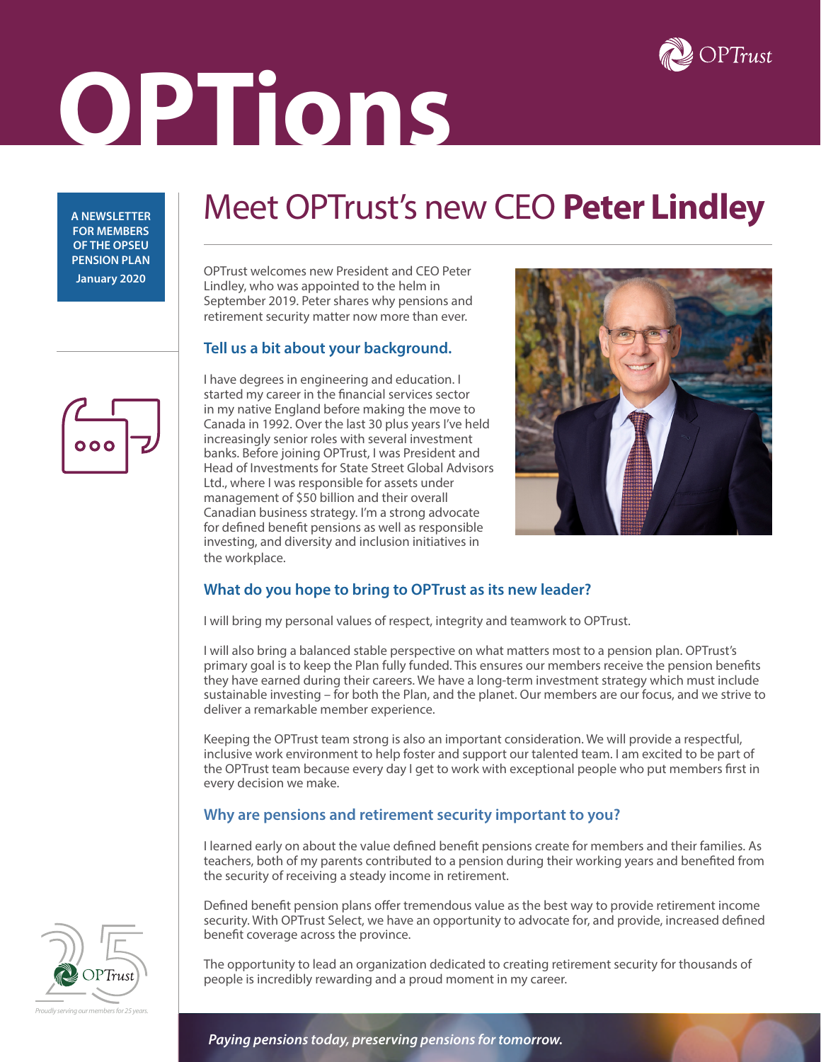# OPTions

A NEWSLETTER FOR MEMBERS OF THE OPSEU PENSION PLAN

January 2020

## Meet OPTrust's new CEO **Peter Lindley**

OPTrust welcomes new President and CEO Peter Lindley, who was appointed to the helm in September 2019. Peter shares why pensions and retirement security matter now more than ever.

### Tell us a bit about your background.

I have degrees in engineering and education. I started my career in the financial services sector in my native England before making the move to Canada in 1992. Over the last 30 plus years I've held increasingly senior roles with several investment banks. Before joining OPTrust, I was President and Head of Investments for State Street Global Advisors Ltd., where I was responsible for assets under management of $50 billion and their overall Canadian business strategy. I'm a strong advocate for defined benefit pensions as well as responsible investing, and diversity and inclusion initiatives in the workplace.

### What do you hope to bring to OPTrust as its new leader?

I will bring my personal values of respect, integrity and teamwork to OPTrust.

I will also bring a balanced stable perspective on what matters most to a pension plan. OPTrust's primary goal is to keep the Plan fully funded. This ensures our members receive the pension benefits they have earned during their careers. We have a long-term investment strategy which must include sustainable investing – for both the Plan, and the planet. Our members are our focus, and we strive to deliver a remarkable member experience.

Keeping the OPTrust team strong is also an important consideration. We will provide a respectful, inclusive work environment to help foster and support our talented team. I am excited to be part of the OPTrust team because every day I get to work with exceptional people who put members first in every decision we make.

### Why are pensions and retirement security important to you?

I learned early on about the value defined benefit pensions create for members and their families. As teachers, both of my parents contributed to a pension during their working years and benefited from the security of receiving a steady income in retirement.

Defined benefit pension plans offer tremendous value as the best way to provide retirement income security. With OPTrust Select, we have an opportunity to advocate for, and provide, increased defined benefit coverage across the province.

The opportunity to lead an organization dedicated to creating retirement security for thousands of people is incredibly rewarding and a proud moment in my career.

*Proudly serving our members for 25 years.*

*Paying pensions today, preserving pensions for tomorrow.*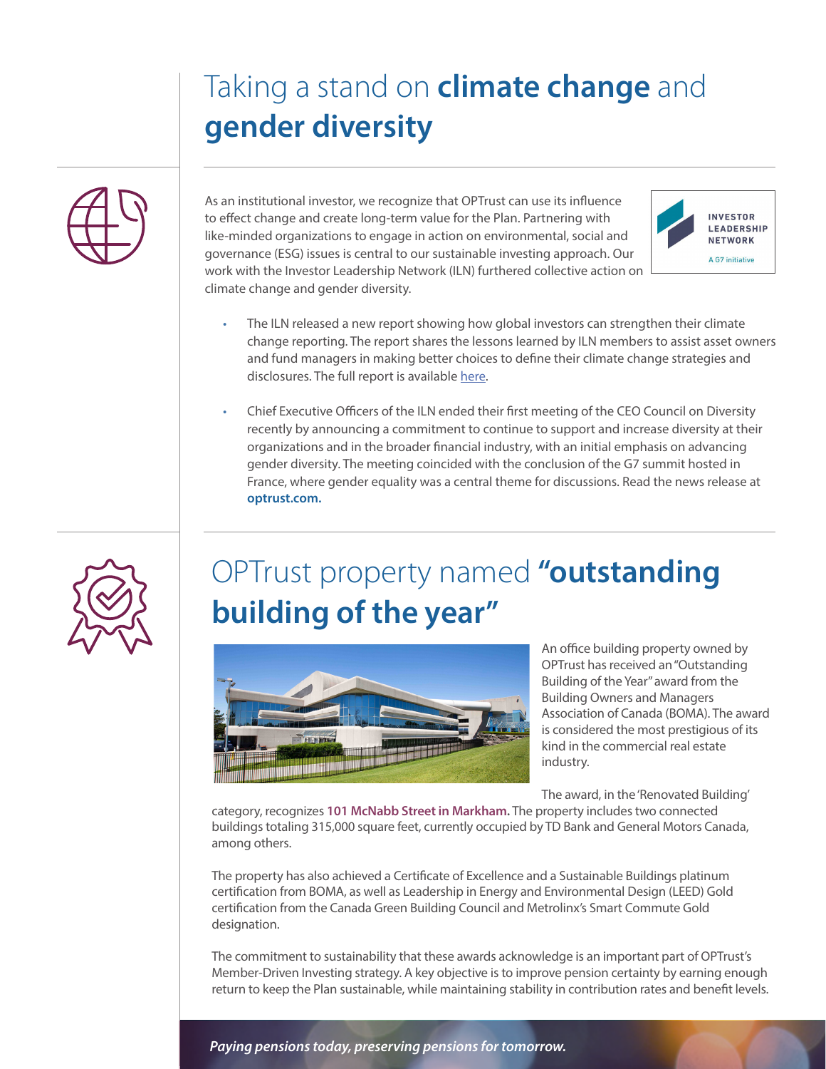# Taking a stand on **climate change** and **gender diversity**

As an institutional investor, we recognize that OPTrust can use its influence to effect change and create long-term value for the Plan. Partnering with like-minded organizations to engage in action on environmental, social and governance (ESG) issues is central to our sustainable investing approach. Our work with the Investor Leadership Network (ILN) furthered collective action on climate change and gender diversity.

INVESTOR LEADERSHIP NETWORK
A G7 initiative

- The ILN released a new report showing how global investors can strengthen their climate change reporting. The report shares the lessons learned by ILN members to assist asset owners and fund managers in making better choices to define their climate change strategies and disclosures. The full report is available here.

- Chief Executive Officers of the ILN ended their first meeting of the CEO Council on Diversity recently by announcing a commitment to continue to support and increase diversity at their organizations and in the broader financial industry, with an initial emphasis on advancing gender diversity. The meeting coincided with the conclusion of the G7 summit hosted in France, where gender equality was a central theme for discussions. Read the news release at **optrust.com.**

# OPTrust property named **"outstanding building of the year"**

An office building property owned by OPTrust has received an "Outstanding Building of the Year" award from the Building Owners and Managers Association of Canada (BOMA). The award is considered the most prestigious of its kind in the commercial real estate industry.

The award, in the 'Renovated Building' category, recognizes **101 McNabb Street in Markham.** The property includes two connected buildings totaling 315,000 square feet, currently occupied by TD Bank and General Motors Canada, among others.

The property has also achieved a Certificate of Excellence and a Sustainable Buildings platinum certification from BOMA, as well as Leadership in Energy and Environmental Design (LEED) Gold certification from the Canada Green Building Council and Metrolinx's Smart Commute Gold designation.

The commitment to sustainability that these awards acknowledge is an important part of OPTrust's Member-Driven Investing strategy. A key objective is to improve pension certainty by earning enough return to keep the Plan sustainable, while maintaining stability in contribution rates and benefit levels.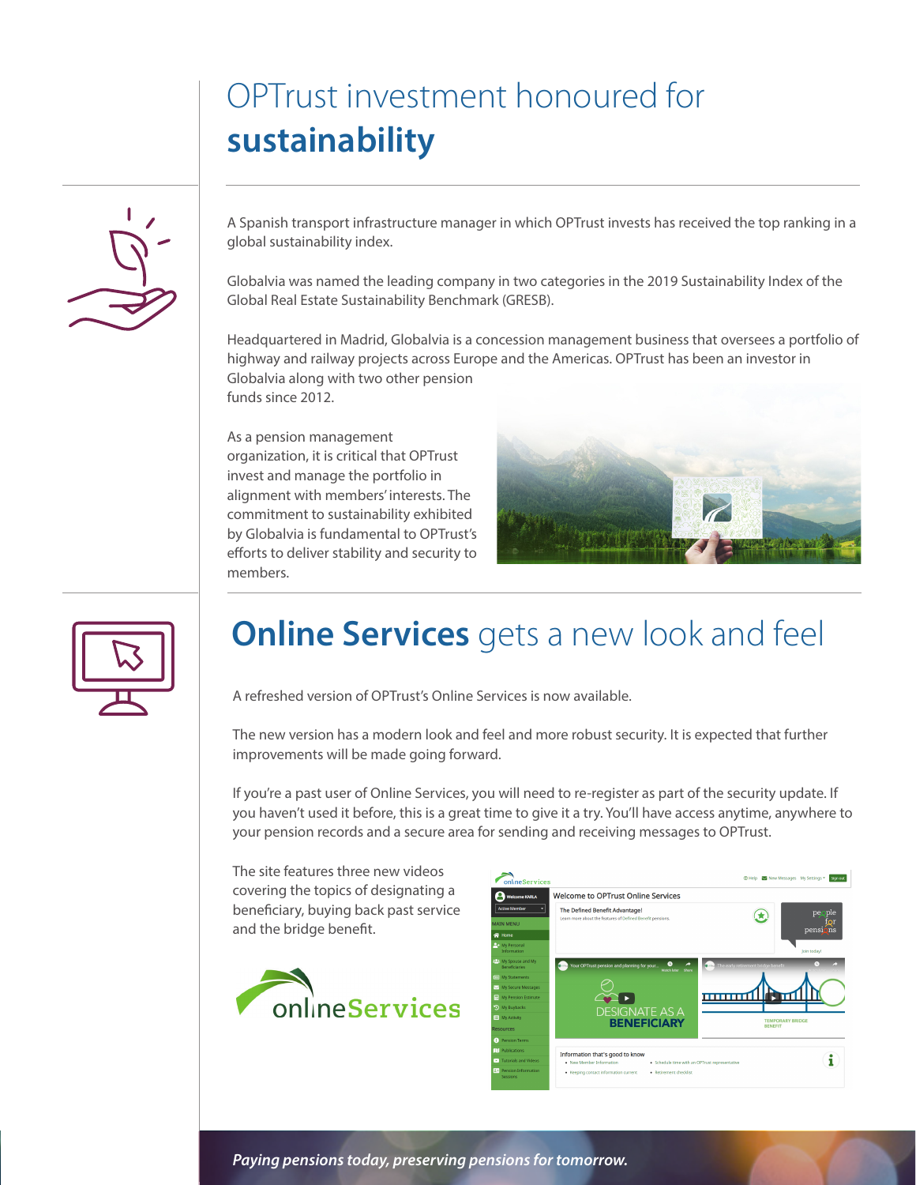# OPTrust investment honoured for **sustainability**

A Spanish transport infrastructure manager in which OPTrust invests has received the top ranking in a global sustainability index.

Globalvia was named the leading company in two categories in the 2019 Sustainability Index of the Global Real Estate Sustainability Benchmark (GRESB).

Headquartered in Madrid, Globalvia is a concession management business that oversees a portfolio of highway and railway projects across Europe and the Americas. OPTrust has been an investor in Globalvia along with two other pension funds since 2012.

As a pension management organization, it is critical that OPTrust invest and manage the portfolio in alignment with members' interests. The commitment to sustainability exhibited by Globalvia is fundamental to OPTrust's efforts to deliver stability and security to members.

# **Online Services** gets a new look and feel

A refreshed version of OPTrust's Online Services is now available.

The new version has a modern look and feel and more robust security. It is expected that further improvements will be made going forward.

If you're a past user of Online Services, you will need to re-register as part of the security update. If you haven't used it before, this is a great time to give it a try. You'll have access anytime, anywhere to your pension records and a secure area for sending and receiving messages to OPTrust.

The site features three new videos covering the topics of designating a beneficiary, buying back past service and the bridge benefit.

*Paying pensions today, preserving pensions for tomorrow.*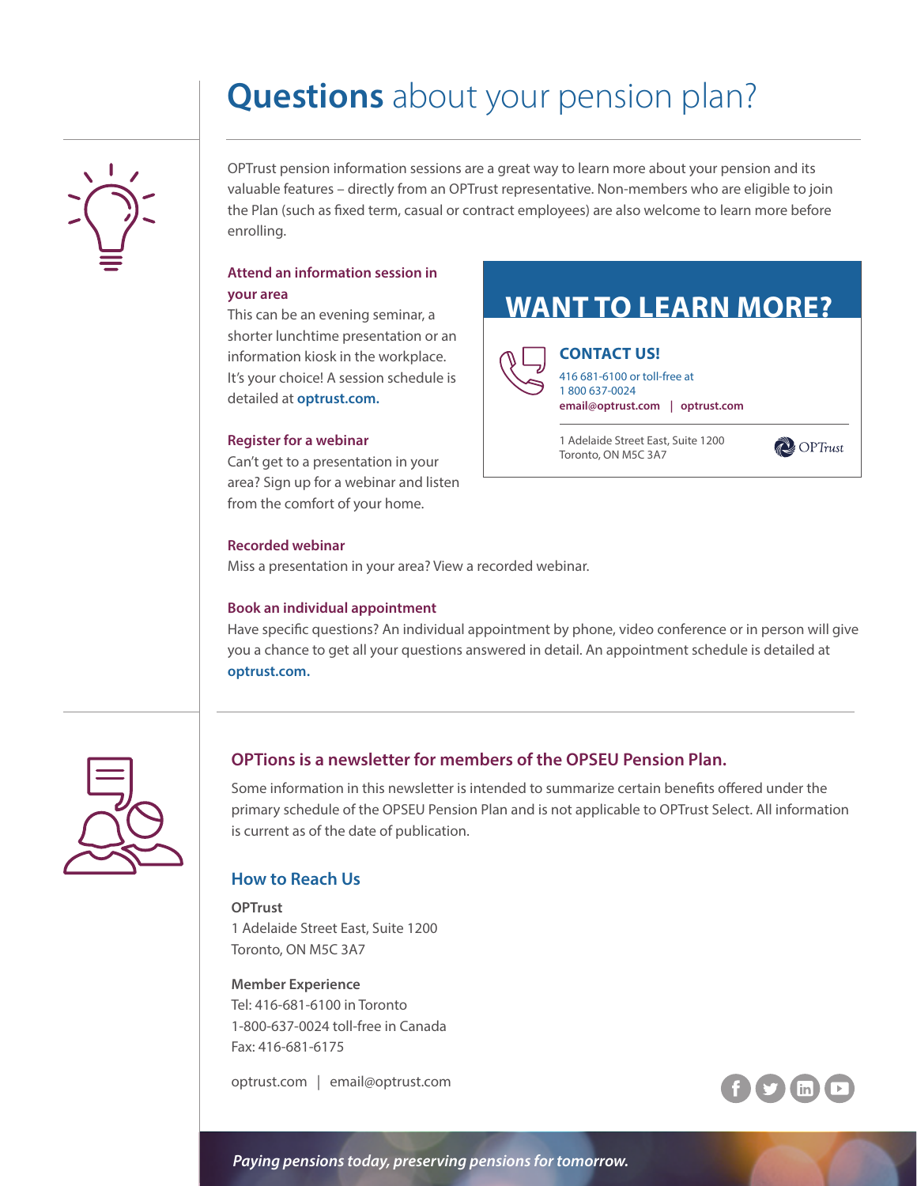# **Questions** about your pension plan?

OPTrust pension information sessions are a great way to learn more about your pension and its valuable features – directly from an OPTrust representative. Non-members who are eligible to join the Plan (such as fixed term, casual or contract employees) are also welcome to learn more before enrolling.

### Attend an information session in your area

This can be an evening seminar, a shorter lunchtime presentation or an information kiosk in the workplace. It's your choice! A session schedule is detailed at **optrust.com.**

### Register for a webinar

Can't get to a presentation in your area? Sign up for a webinar and listen from the comfort of your home.

## WANT TO LEARN MORE?

### CONTACT US!

416 681-6100 or toll-free at
1 800 637-0024
**email@optrust.com** | **optrust.com**

1 Adelaide Street East, Suite 1200
Toronto, ON M5C 3A7

OPTrust

### Recorded webinar

Miss a presentation in your area? View a recorded webinar.

### Book an individual appointment

Have specific questions? An individual appointment by phone, video conference or in person will give you a chance to get all your questions answered in detail. An appointment schedule is detailed at **optrust.com.**

## OPTions is a newsletter for members of the OPSEU Pension Plan.

Some information in this newsletter is intended to summarize certain benefits offered under the primary schedule of the OPSEU Pension Plan and is not applicable to OPTrust Select. All information is current as of the date of publication.

## How to Reach Us

**OPTrust**
1 Adelaide Street East, Suite 1200
Toronto, ON M5C 3A7

**Member Experience**
Tel: 416-681-6100 in Toronto
1-800-637-0024 toll-free in Canada
Fax: 416-681-6175

optrust.com | email@optrust.com

*Paying pensions today, preserving pensions for tomorrow.*